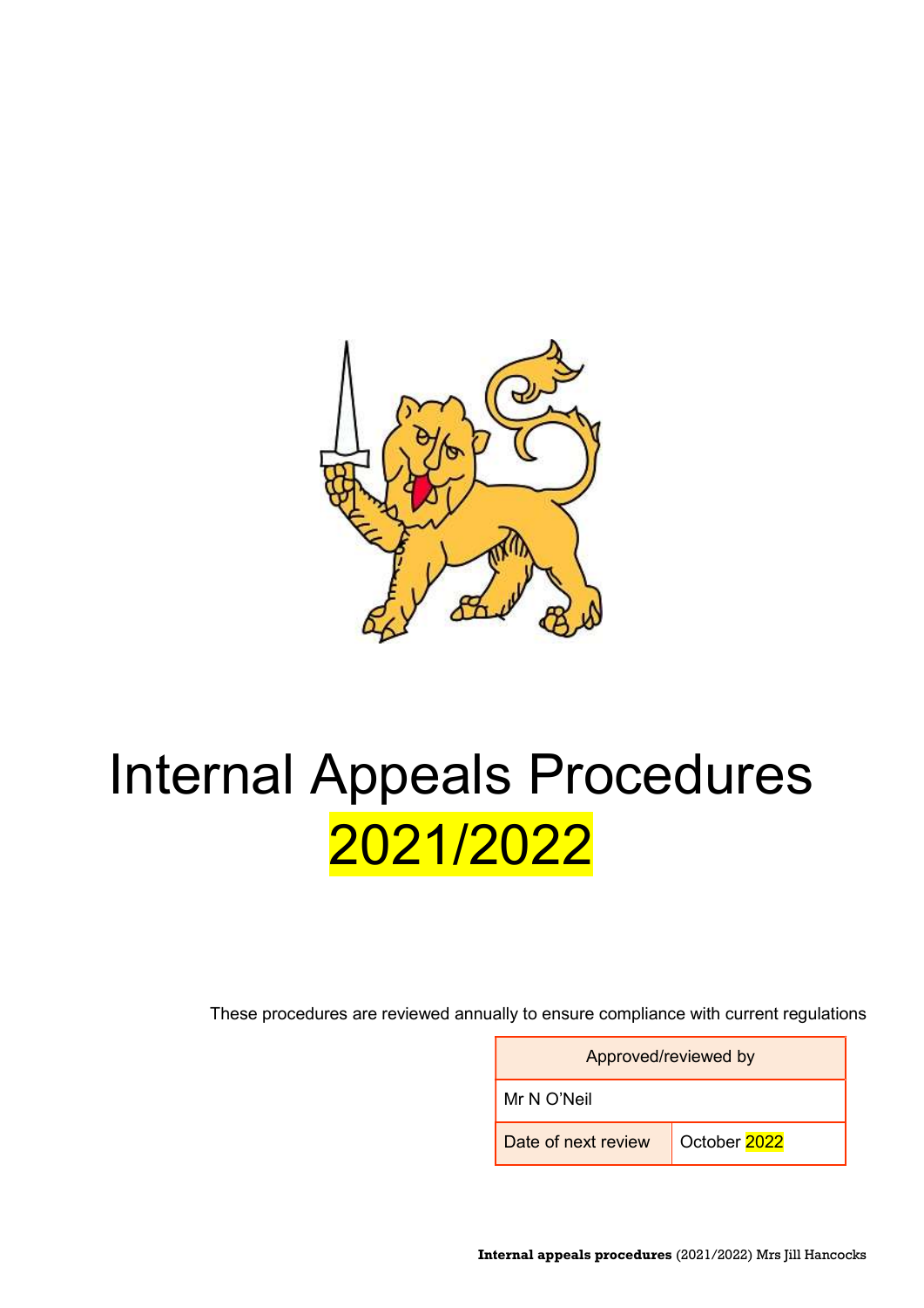# Internal Appeals Procedures 2021/2022

These procedures are reviewed annually to ensure compliance with current regulations

| Approved/reviewed by | |
|---|---|
| Mr N O'Neil | |
| Date of next review | October 2022 |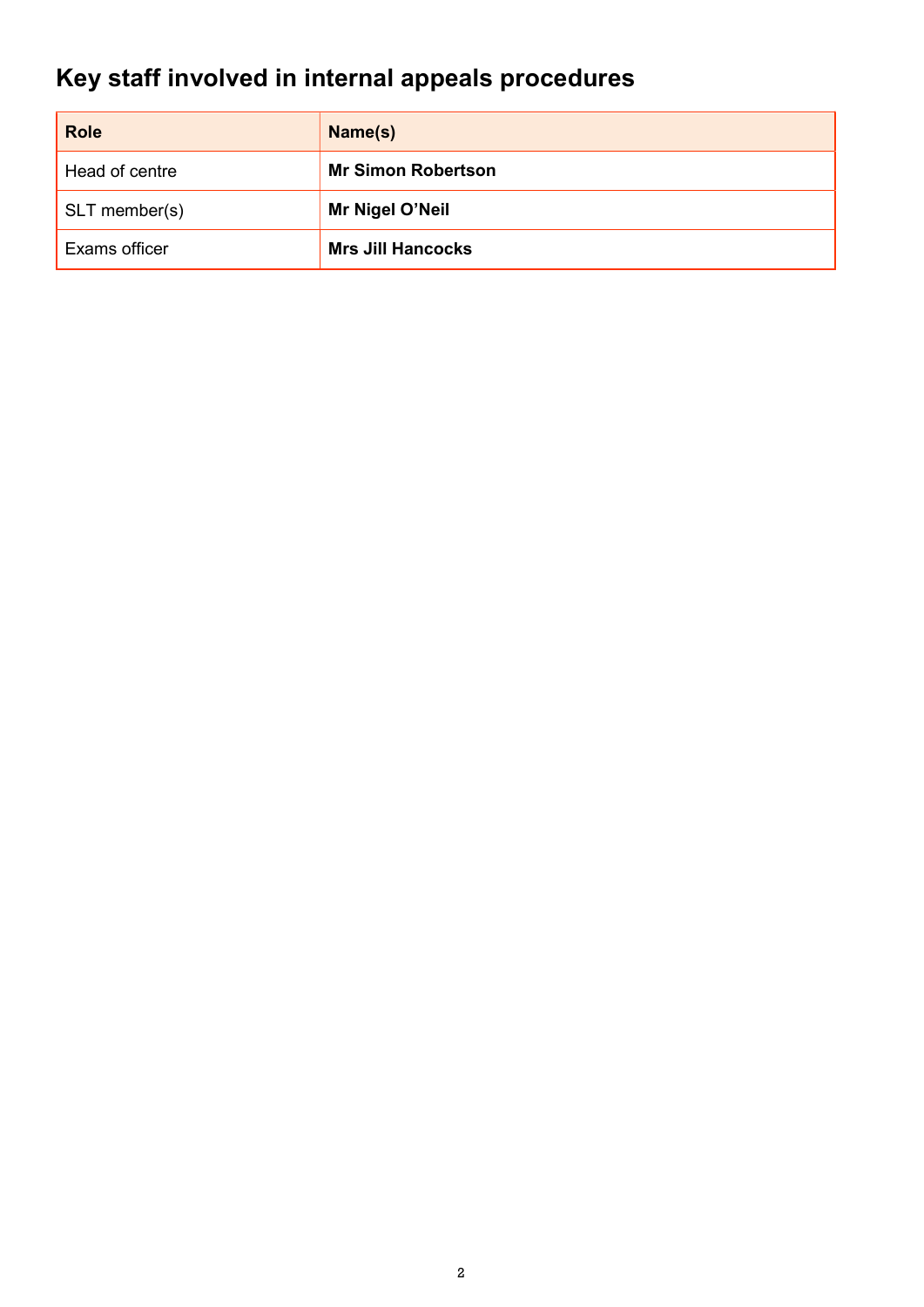## Key staff involved in internal appeals procedures

| Role | Name(s) |
| --- | --- |
| Head of centre | **Mr Simon Robertson** |
| SLT member(s) | **Mr Nigel O'Neil** |
| Exams officer | **Mrs Jill Hancocks** |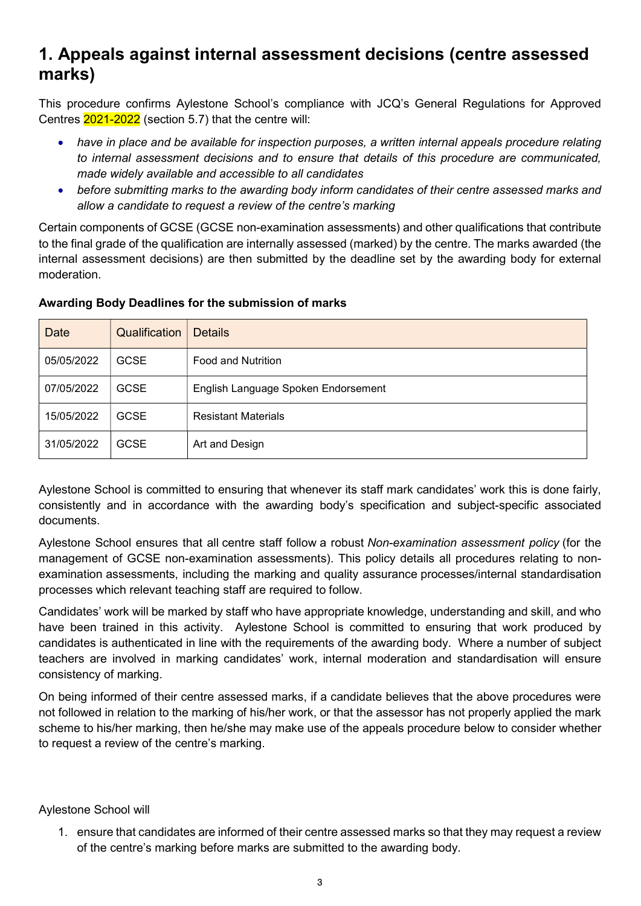# 1. Appeals against internal assessment decisions (centre assessed marks)

This procedure confirms Aylestone School's compliance with JCQ's General Regulations for Approved Centres 2021-2022 (section 5.7) that the centre will:

- *have in place and be available for inspection purposes, a written internal appeals procedure relating to internal assessment decisions and to ensure that details of this procedure are communicated, made widely available and accessible to all candidates*
- *before submitting marks to the awarding body inform candidates of their centre assessed marks and allow a candidate to request a review of the centre's marking*

Certain components of GCSE (GCSE non-examination assessments) and other qualifications that contribute to the final grade of the qualification are internally assessed (marked) by the centre. The marks awarded (the internal assessment decisions) are then submitted by the deadline set by the awarding body for external moderation.

**Awarding Body Deadlines for the submission of marks**

| Date | Qualification | Details |
| --- | --- | --- |
| 05/05/2022 | GCSE | Food and Nutrition |
| 07/05/2022 | GCSE | English Language Spoken Endorsement |
| 15/05/2022 | GCSE | Resistant Materials |
| 31/05/2022 | GCSE | Art and Design |

Aylestone School is committed to ensuring that whenever its staff mark candidates' work this is done fairly, consistently and in accordance with the awarding body's specification and subject-specific associated documents.

Aylestone School ensures that all centre staff follow a robust *Non-examination assessment policy* (for the management of GCSE non-examination assessments). This policy details all procedures relating to non-examination assessments, including the marking and quality assurance processes/internal standardisation processes which relevant teaching staff are required to follow.

Candidates' work will be marked by staff who have appropriate knowledge, understanding and skill, and who have been trained in this activity. Aylestone School is committed to ensuring that work produced by candidates is authenticated in line with the requirements of the awarding body. Where a number of subject teachers are involved in marking candidates' work, internal moderation and standardisation will ensure consistency of marking.

On being informed of their centre assessed marks, if a candidate believes that the above procedures were not followed in relation to the marking of his/her work, or that the assessor has not properly applied the mark scheme to his/her marking, then he/she may make use of the appeals procedure below to consider whether to request a review of the centre's marking.

Aylestone School will

1. ensure that candidates are informed of their centre assessed marks so that they may request a review of the centre's marking before marks are submitted to the awarding body.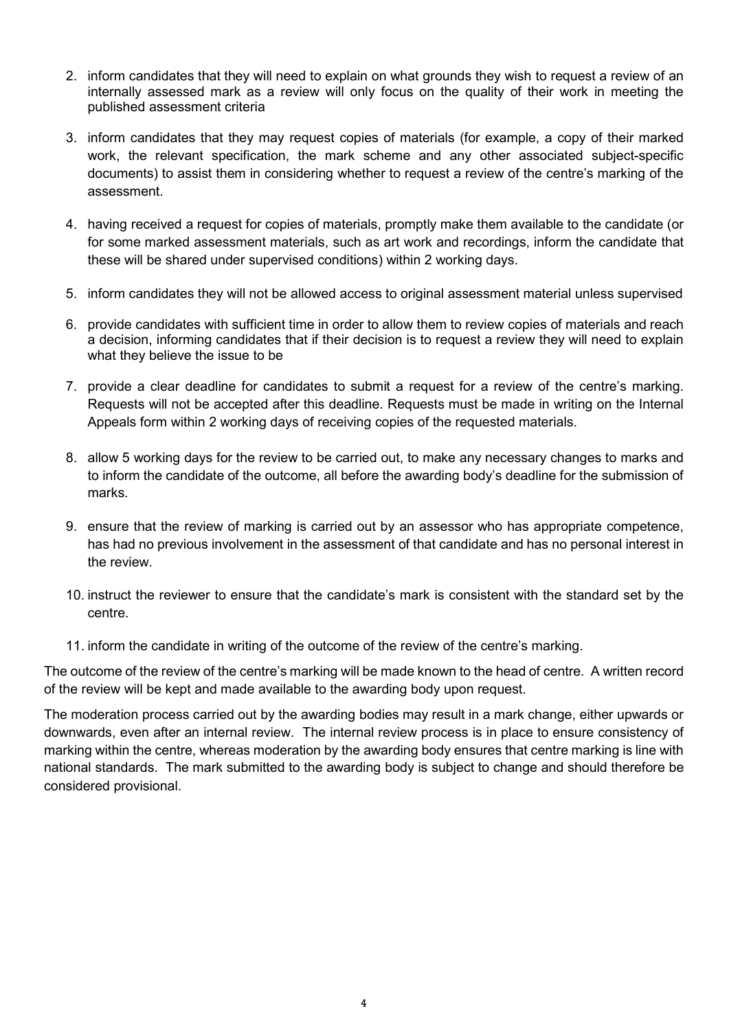2. inform candidates that they will need to explain on what grounds they wish to request a review of an internally assessed mark as a review will only focus on the quality of their work in meeting the published assessment criteria
3. inform candidates that they may request copies of materials (for example, a copy of their marked work, the relevant specification, the mark scheme and any other associated subject-specific documents) to assist them in considering whether to request a review of the centre's marking of the assessment.
4. having received a request for copies of materials, promptly make them available to the candidate (or for some marked assessment materials, such as art work and recordings, inform the candidate that these will be shared under supervised conditions) within 2 working days.
5. inform candidates they will not be allowed access to original assessment material unless supervised
6. provide candidates with sufficient time in order to allow them to review copies of materials and reach a decision, informing candidates that if their decision is to request a review they will need to explain what they believe the issue to be
7. provide a clear deadline for candidates to submit a request for a review of the centre's marking. Requests will not be accepted after this deadline. Requests must be made in writing on the Internal Appeals form within 2 working days of receiving copies of the requested materials.
8. allow 5 working days for the review to be carried out, to make any necessary changes to marks and to inform the candidate of the outcome, all before the awarding body's deadline for the submission of marks.
9. ensure that the review of marking is carried out by an assessor who has appropriate competence, has had no previous involvement in the assessment of that candidate and has no personal interest in the review.
10. instruct the reviewer to ensure that the candidate's mark is consistent with the standard set by the centre.
11. inform the candidate in writing of the outcome of the review of the centre's marking.

The outcome of the review of the centre's marking will be made known to the head of centre. A written record of the review will be kept and made available to the awarding body upon request.

The moderation process carried out by the awarding bodies may result in a mark change, either upwards or downwards, even after an internal review. The internal review process is in place to ensure consistency of marking within the centre, whereas moderation by the awarding body ensures that centre marking is line with national standards. The mark submitted to the awarding body is subject to change and should therefore be considered provisional.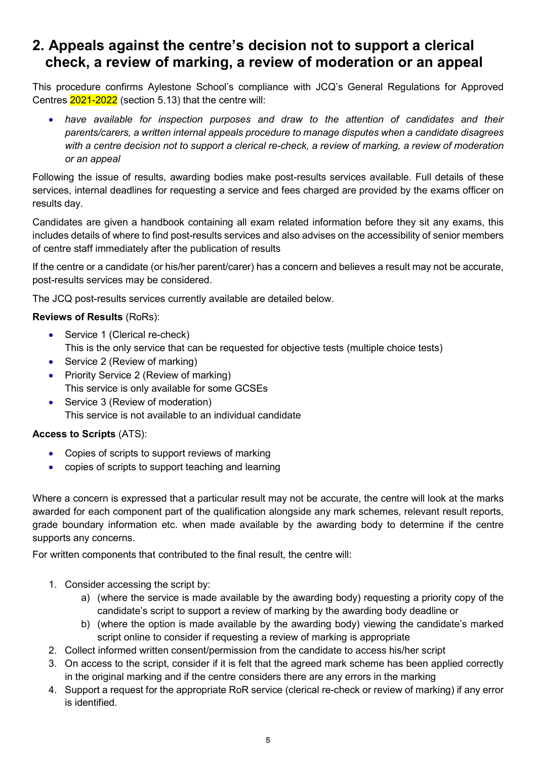## 2. Appeals against the centre's decision not to support a clerical check, a review of marking, a review of moderation or an appeal

This procedure confirms Aylestone School's compliance with JCQ's General Regulations for Approved Centres 2021-2022 (section 5.13) that the centre will:

- *have available for inspection purposes and draw to the attention of candidates and their parents/carers, a written internal appeals procedure to manage disputes when a candidate disagrees with a centre decision not to support a clerical re-check, a review of marking, a review of moderation or an appeal*

Following the issue of results, awarding bodies make post-results services available. Full details of these services, internal deadlines for requesting a service and fees charged are provided by the exams officer on results day.

Candidates are given a handbook containing all exam related information before they sit any exams, this includes details of where to find post-results services and also advises on the accessibility of senior members of centre staff immediately after the publication of results

If the centre or a candidate (or his/her parent/carer) has a concern and believes a result may not be accurate, post-results services may be considered.

The JCQ post-results services currently available are detailed below.

**Reviews of Results** (RoRs):

- Service 1 (Clerical re-check)
  This is the only service that can be requested for objective tests (multiple choice tests)
- Service 2 (Review of marking)
- Priority Service 2 (Review of marking)
  This service is only available for some GCSEs
- Service 3 (Review of moderation)
  This service is not available to an individual candidate

**Access to Scripts** (ATS):

- Copies of scripts to support reviews of marking
- copies of scripts to support teaching and learning

Where a concern is expressed that a particular result may not be accurate, the centre will look at the marks awarded for each component part of the qualification alongside any mark schemes, relevant result reports, grade boundary information etc. when made available by the awarding body to determine if the centre supports any concerns.

For written components that contributed to the final result, the centre will:

1. Consider accessing the script by:
   a) (where the service is made available by the awarding body) requesting a priority copy of the candidate's script to support a review of marking by the awarding body deadline or
   b) (where the option is made available by the awarding body) viewing the candidate's marked script online to consider if requesting a review of marking is appropriate
2. Collect informed written consent/permission from the candidate to access his/her script
3. On access to the script, consider if it is felt that the agreed mark scheme has been applied correctly in the original marking and if the centre considers there are any errors in the marking
4. Support a request for the appropriate RoR service (clerical re-check or review of marking) if any error is identified.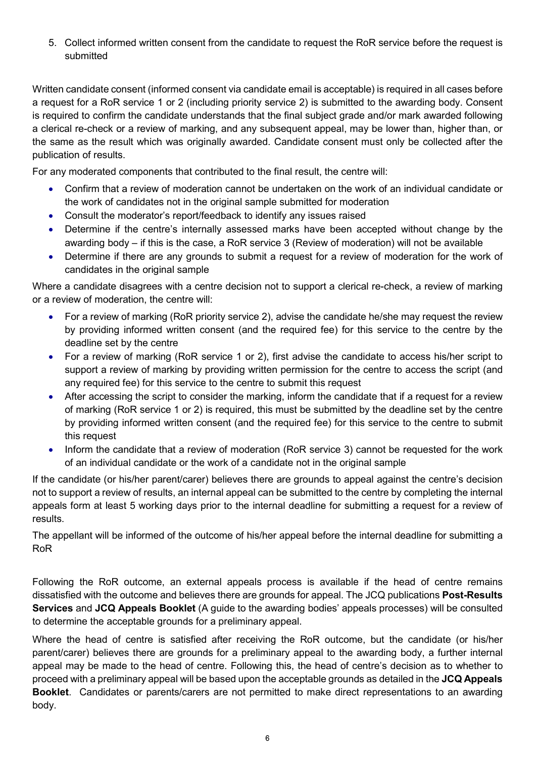5. Collect informed written consent from the candidate to request the RoR service before the request is submitted

Written candidate consent (informed consent via candidate email is acceptable) is required in all cases before a request for a RoR service 1 or 2 (including priority service 2) is submitted to the awarding body. Consent is required to confirm the candidate understands that the final subject grade and/or mark awarded following a clerical re-check or a review of marking, and any subsequent appeal, may be lower than, higher than, or the same as the result which was originally awarded. Candidate consent must only be collected after the publication of results.

For any moderated components that contributed to the final result, the centre will:

- Confirm that a review of moderation cannot be undertaken on the work of an individual candidate or the work of candidates not in the original sample submitted for moderation
- Consult the moderator's report/feedback to identify any issues raised
- Determine if the centre's internally assessed marks have been accepted without change by the awarding body – if this is the case, a RoR service 3 (Review of moderation) will not be available
- Determine if there are any grounds to submit a request for a review of moderation for the work of candidates in the original sample

Where a candidate disagrees with a centre decision not to support a clerical re-check, a review of marking or a review of moderation, the centre will:

- For a review of marking (RoR priority service 2), advise the candidate he/she may request the review by providing informed written consent (and the required fee) for this service to the centre by the deadline set by the centre
- For a review of marking (RoR service 1 or 2), first advise the candidate to access his/her script to support a review of marking by providing written permission for the centre to access the script (and any required fee) for this service to the centre to submit this request
- After accessing the script to consider the marking, inform the candidate that if a request for a review of marking (RoR service 1 or 2) is required, this must be submitted by the deadline set by the centre by providing informed written consent (and the required fee) for this service to the centre to submit this request
- Inform the candidate that a review of moderation (RoR service 3) cannot be requested for the work of an individual candidate or the work of a candidate not in the original sample

If the candidate (or his/her parent/carer) believes there are grounds to appeal against the centre's decision not to support a review of results, an internal appeal can be submitted to the centre by completing the internal appeals form at least 5 working days prior to the internal deadline for submitting a request for a review of results.

The appellant will be informed of the outcome of his/her appeal before the internal deadline for submitting a RoR

Following the RoR outcome, an external appeals process is available if the head of centre remains dissatisfied with the outcome and believes there are grounds for appeal. The JCQ publications **Post-Results Services** and **JCQ Appeals Booklet** (A guide to the awarding bodies' appeals processes) will be consulted to determine the acceptable grounds for a preliminary appeal.

Where the head of centre is satisfied after receiving the RoR outcome, but the candidate (or his/her parent/carer) believes there are grounds for a preliminary appeal to the awarding body, a further internal appeal may be made to the head of centre. Following this, the head of centre's decision as to whether to proceed with a preliminary appeal will be based upon the acceptable grounds as detailed in the **JCQ Appeals Booklet**. Candidates or parents/carers are not permitted to make direct representations to an awarding body.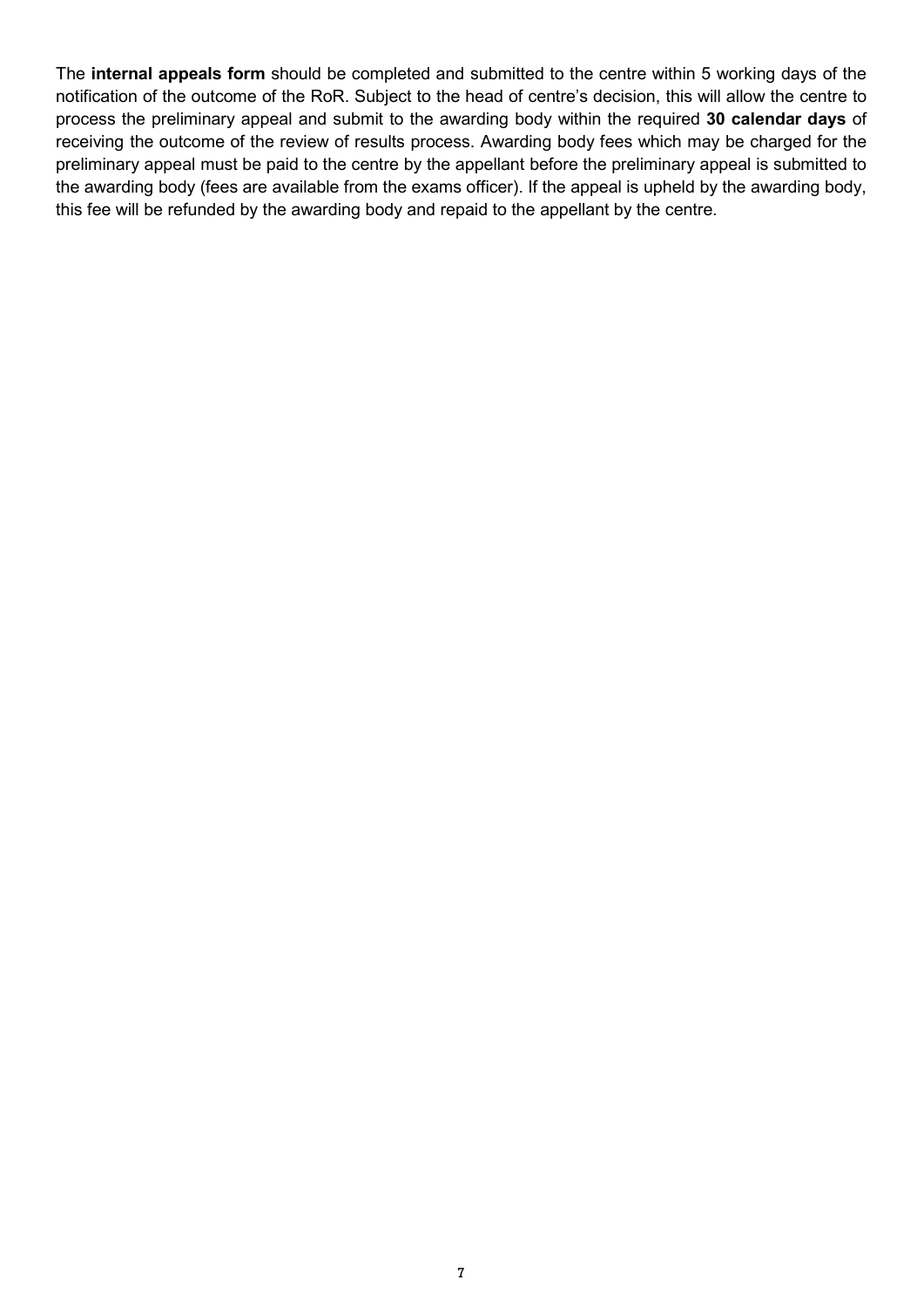The **internal appeals form** should be completed and submitted to the centre within 5 working days of the notification of the outcome of the RoR. Subject to the head of centre's decision, this will allow the centre to process the preliminary appeal and submit to the awarding body within the required **30 calendar days** of receiving the outcome of the review of results process. Awarding body fees which may be charged for the preliminary appeal must be paid to the centre by the appellant before the preliminary appeal is submitted to the awarding body (fees are available from the exams officer). If the appeal is upheld by the awarding body, this fee will be refunded by the awarding body and repaid to the appellant by the centre.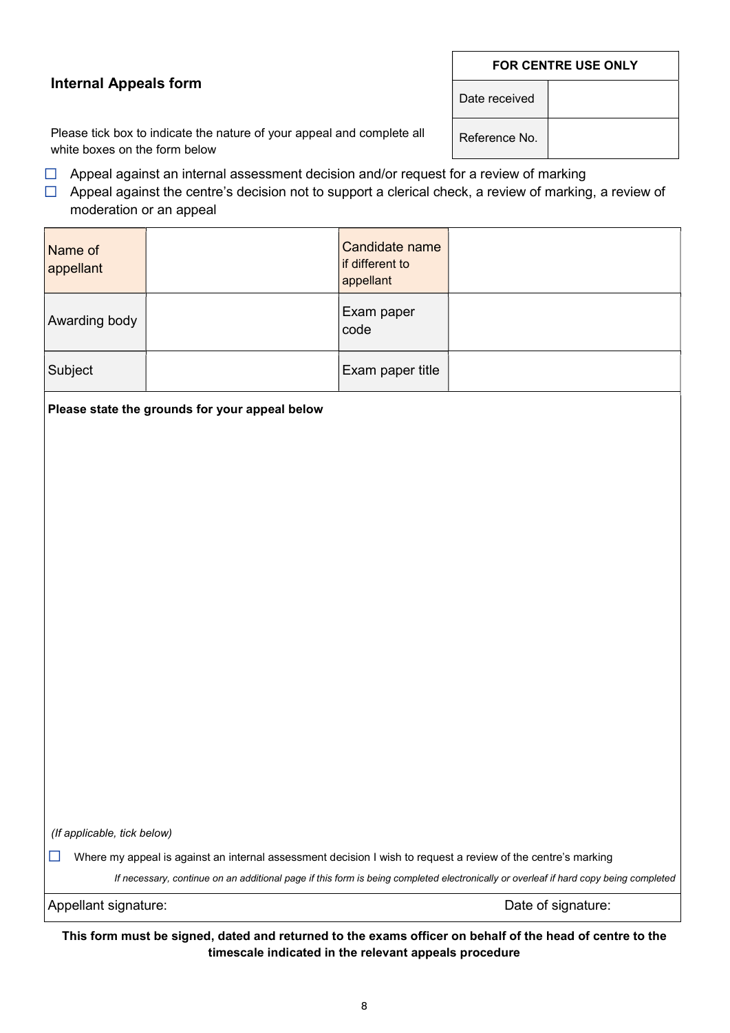## Internal Appeals form

| FOR CENTRE USE ONLY | |
|---|---|
| Date received | |
| Reference No. | |

Please tick box to indicate the nature of your appeal and complete all white boxes on the form below

☐ Appeal against an internal assessment decision and/or request for a review of marking

☐ Appeal against the centre's decision not to support a clerical check, a review of marking, a review of moderation or an appeal

| | | | |
|---|---|---|---|
| Name of appellant | | Candidate name if different to appellant | |
| Awarding body | | Exam paper code | |
| Subject | | Exam paper title | |

**Please state the grounds for your appeal below**

*(If applicable, tick below)*

☐ Where my appeal is against an internal assessment decision I wish to request a review of the centre's marking

*If necessary, continue on an additional page if this form is being completed electronically or overleaf if hard copy being completed*

Appellant signature: Date of signature:

**This form must be signed, dated and returned to the exams officer on behalf of the head of centre to the timescale indicated in the relevant appeals procedure**